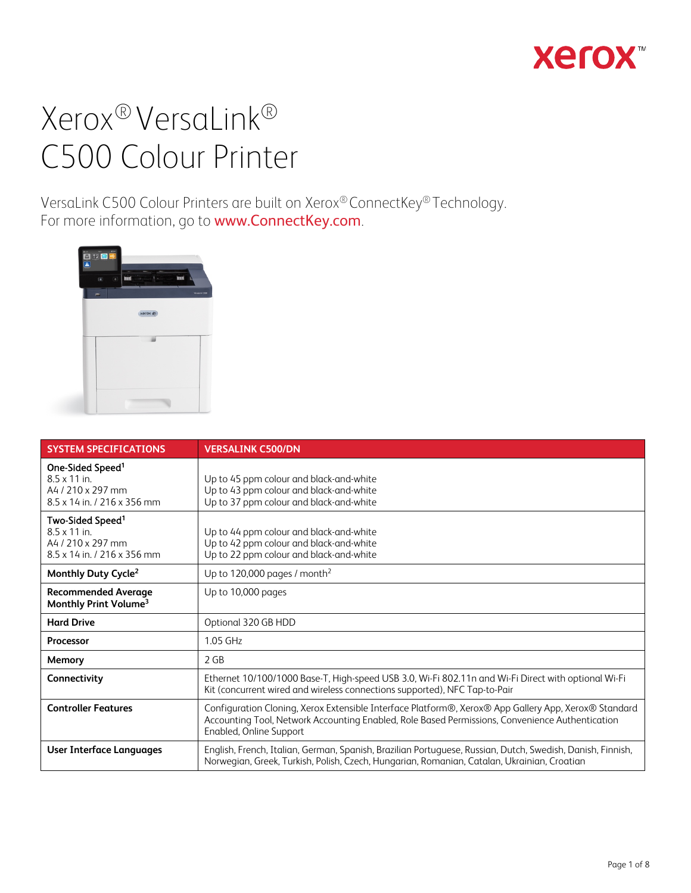# Xerox® VersaLink® C500 Colour Printer

VersaLink C500 Colour Printers are built on Xerox® ConnectKey® Technology. For more information, go to www.ConnectKey.com.

| SYSTEM SPECIFICATIONS | VERSALINK C500/DN |
|---|---|
| **One-Sided Speed**[1]<br>8.5 x 11 in.<br>A4 / 210 x 297 mm<br>8.5 x 14 in. / 216 x 356 mm | <br>Up to 45 ppm colour and black-and-white<br>Up to 43 ppm colour and black-and-white<br>Up to 37 ppm colour and black-and-white |
| **Two-Sided Speed**[1]<br>8.5 x 11 in.<br>A4 / 210 x 297 mm<br>8.5 x 14 in. / 216 x 356 mm | <br>Up to 44 ppm colour and black-and-white<br>Up to 42 ppm colour and black-and-white<br>Up to 22 ppm colour and black-and-white |
| **Monthly Duty Cycle**[2] | Up to 120,000 pages / month[2] |
| **Recommended Average Monthly Print Volume**[3] | Up to 10,000 pages |
| **Hard Drive** | Optional 320 GB HDD |
| **Processor** | 1.05 GHz |
| **Memory** | 2 GB |
| **Connectivity** | Ethernet 10/100/1000 Base-T, High-speed USB 3.0, Wi-Fi 802.11n and Wi-Fi Direct with optional Wi-Fi Kit (concurrent wired and wireless connections supported), NFC Tap-to-Pair |
| **Controller Features** | Configuration Cloning, Xerox Extensible Interface Platform®, Xerox® App Gallery App, Xerox® Standard Accounting Tool, Network Accounting Enabled, Role Based Permissions, Convenience Authentication Enabled, Online Support |
| **User Interface Languages** | English, French, Italian, German, Spanish, Brazilian Portuguese, Russian, Dutch, Swedish, Danish, Finnish, Norwegian, Greek, Turkish, Polish, Czech, Hungarian, Romanian, Catalan, Ukrainian, Croatian |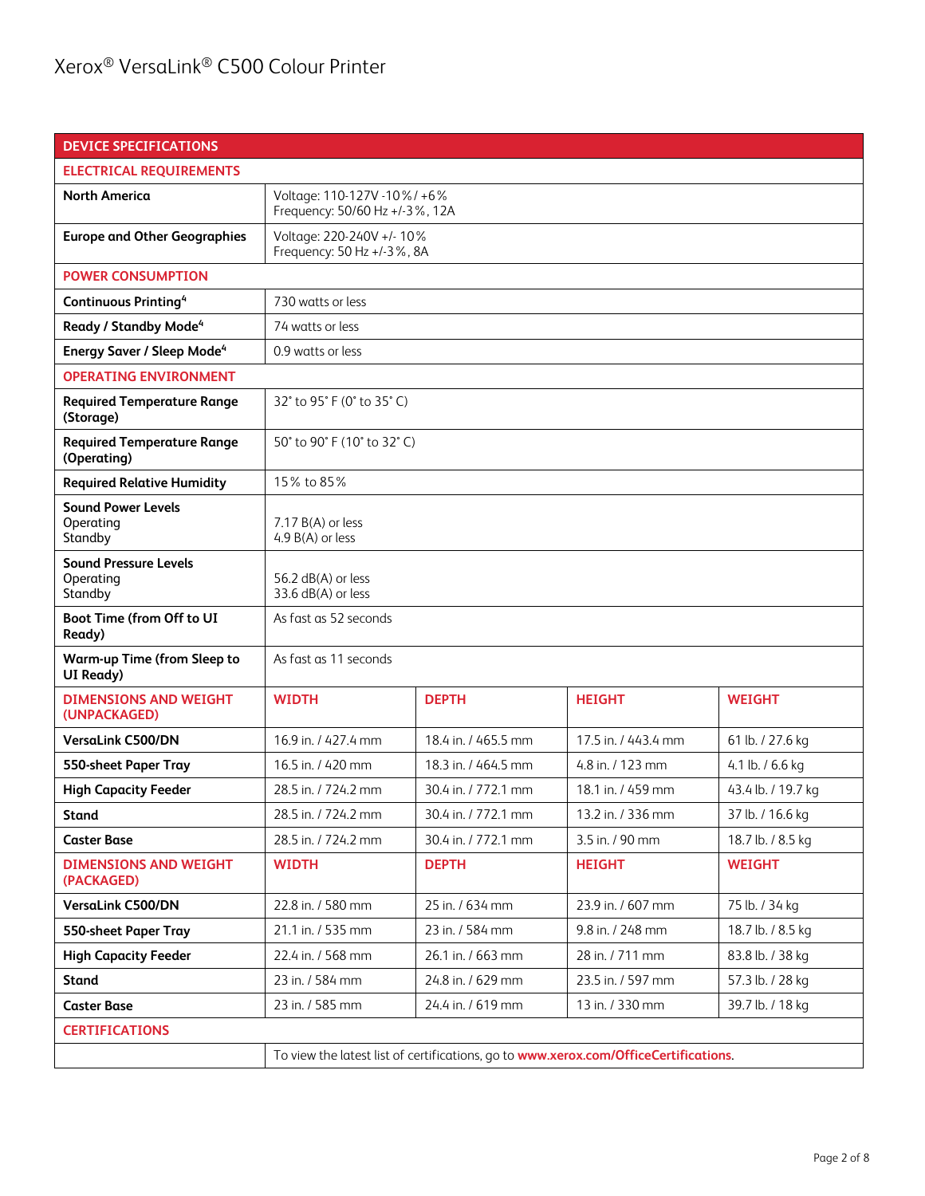| DEVICE SPECIFICATIONS | | | | |
|---|---|---|---|---|
| **ELECTRICAL REQUIREMENTS** | | | | |
| **North America** | Voltage: 110-127V -10%/ +6%<br>Frequency: 50/60 Hz +/-3%, 12A | | | |
| **Europe and Other Geographies** | Voltage: 220-240V +/- 10%<br>Frequency: 50 Hz +/-3%, 8A | | | |
| **POWER CONSUMPTION** | | | | |
| **Continuous Printing**[4] | 730 watts or less | | | |
| **Ready / Standby Mode**[4] | 74 watts or less | | | |
| **Energy Saver / Sleep Mode**[4] | 0.9 watts or less | | | |
| **OPERATING ENVIRONMENT** | | | | |
| **Required Temperature Range (Storage)** | 32° to 95° F (0° to 35° C) | | | |
| **Required Temperature Range (Operating)** | 50° to 90° F (10° to 32° C) | | | |
| **Required Relative Humidity** | 15% to 85% | | | |
| **Sound Power Levels**<br>Operating<br>Standby | 7.17 B(A) or less<br>4.9 B(A) or less | | | |
| **Sound Pressure Levels**<br>Operating<br>Standby | 56.2 dB(A) or less<br>33.6 dB(A) or less | | | |
| **Boot Time (from Off to UI Ready)** | As fast as 52 seconds | | | |
| **Warm-up Time (from Sleep to UI Ready)** | As fast as 11 seconds | | | |
| **DIMENSIONS AND WEIGHT (UNPACKAGED)** | **WIDTH** | **DEPTH** | **HEIGHT** | **WEIGHT** |
| **VersaLink C500/DN** | 16.9 in. / 427.4 mm | 18.4 in. / 465.5 mm | 17.5 in. / 443.4 mm | 61 lb. / 27.6 kg |
| **550-sheet Paper Tray** | 16.5 in. / 420 mm | 18.3 in. / 464.5 mm | 4.8 in. / 123 mm | 4.1 lb. / 6.6 kg |
| **High Capacity Feeder** | 28.5 in. / 724.2 mm | 30.4 in. / 772.1 mm | 18.1 in. / 459 mm | 43.4 lb. / 19.7 kg |
| **Stand** | 28.5 in. / 724.2 mm | 30.4 in. / 772.1 mm | 13.2 in. / 336 mm | 37 lb. / 16.6 kg |
| **Caster Base** | 28.5 in. / 724.2 mm | 30.4 in. / 772.1 mm | 3.5 in. / 90 mm | 18.7 lb. / 8.5 kg |
| **DIMENSIONS AND WEIGHT (PACKAGED)** | **WIDTH** | **DEPTH** | **HEIGHT** | **WEIGHT** |
| **VersaLink C500/DN** | 22.8 in. / 580 mm | 25 in. / 634 mm | 23.9 in. / 607 mm | 75 lb. / 34 kg |
| **550-sheet Paper Tray** | 21.1 in. / 535 mm | 23 in. / 584 mm | 9.8 in. / 248 mm | 18.7 lb. / 8.5 kg |
| **High Capacity Feeder** | 22.4 in. / 568 mm | 26.1 in. / 663 mm | 28 in. / 711 mm | 83.8 lb. / 38 kg |
| **Stand** | 23 in. / 584 mm | 24.8 in. / 629 mm | 23.5 in. / 597 mm | 57.3 lb. / 28 kg |
| **Caster Base** | 23 in. / 585 mm | 24.4 in. / 619 mm | 13 in. / 330 mm | 39.7 lb. / 18 kg |
| **CERTIFICATIONS** | | | | |
| | To view the latest list of certifications, go to **www.xerox.com/OfficeCertifications**. | | | |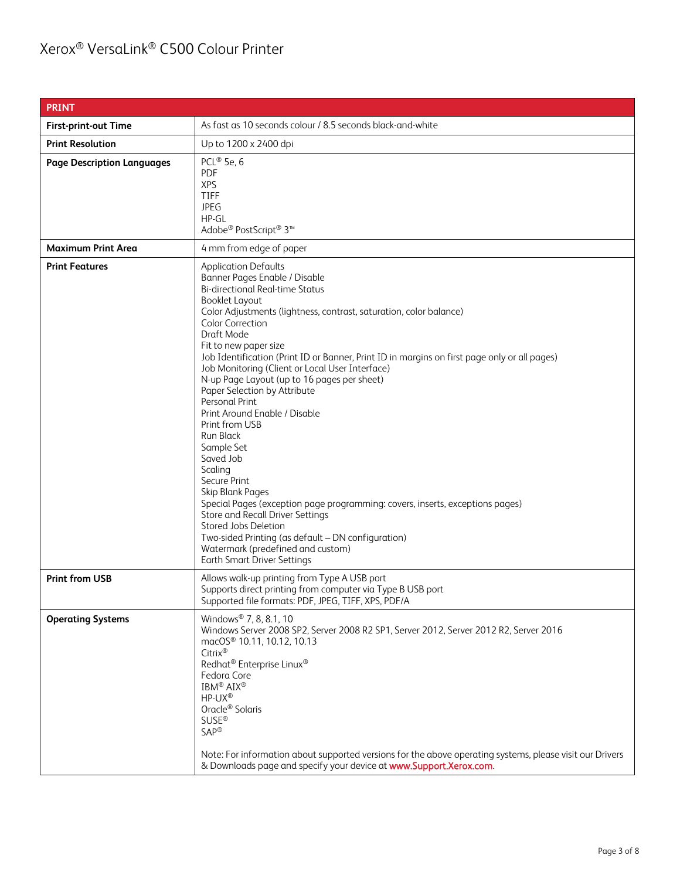| PRINT | |
|---|---|
| **First-print-out Time** | As fast as 10 seconds colour / 8.5 seconds black-and-white |
| **Print Resolution** | Up to 1200 x 2400 dpi |
| **Page Description Languages** | PCL® 5e, 6<br>PDF<br>XPS<br>TIFF<br>JPEG<br>HP-GL<br>Adobe® PostScript® 3™ |
| **Maximum Print Area** | 4 mm from edge of paper |
| **Print Features** | Application Defaults<br>Banner Pages Enable / Disable<br>Bi-directional Real-time Status<br>Booklet Layout<br>Color Adjustments (lightness, contrast, saturation, color balance)<br>Color Correction<br>Draft Mode<br>Fit to new paper size<br>Job Identification (Print ID or Banner, Print ID in margins on first page only or all pages)<br>Job Monitoring (Client or Local User Interface)<br>N-up Page Layout (up to 16 pages per sheet)<br>Paper Selection by Attribute<br>Personal Print<br>Print Around Enable / Disable<br>Print from USB<br>Run Black<br>Sample Set<br>Saved Job<br>Scaling<br>Secure Print<br>Skip Blank Pages<br>Special Pages (exception page programming: covers, inserts, exceptions pages)<br>Store and Recall Driver Settings<br>Stored Jobs Deletion<br>Two-sided Printing (as default – DN configuration)<br>Watermark (predefined and custom)<br>Earth Smart Driver Settings |
| **Print from USB** | Allows walk-up printing from Type A USB port<br>Supports direct printing from computer via Type B USB port<br>Supported file formats: PDF, JPEG, TIFF, XPS, PDF/A |
| **Operating Systems** | Windows® 7, 8, 8.1, 10<br>Windows Server 2008 SP2, Server 2008 R2 SP1, Server 2012, Server 2012 R2, Server 2016<br>macOS® 10.11, 10.12, 10.13<br>Citrix®<br>Redhat® Enterprise Linux®<br>Fedora Core<br>IBM® AIX®<br>HP-UX®<br>Oracle® Solaris<br>SUSE®<br>SAP®<br><br>Note: For information about supported versions for the above operating systems, please visit our Drivers & Downloads page and specify your device at www.Support.Xerox.com. |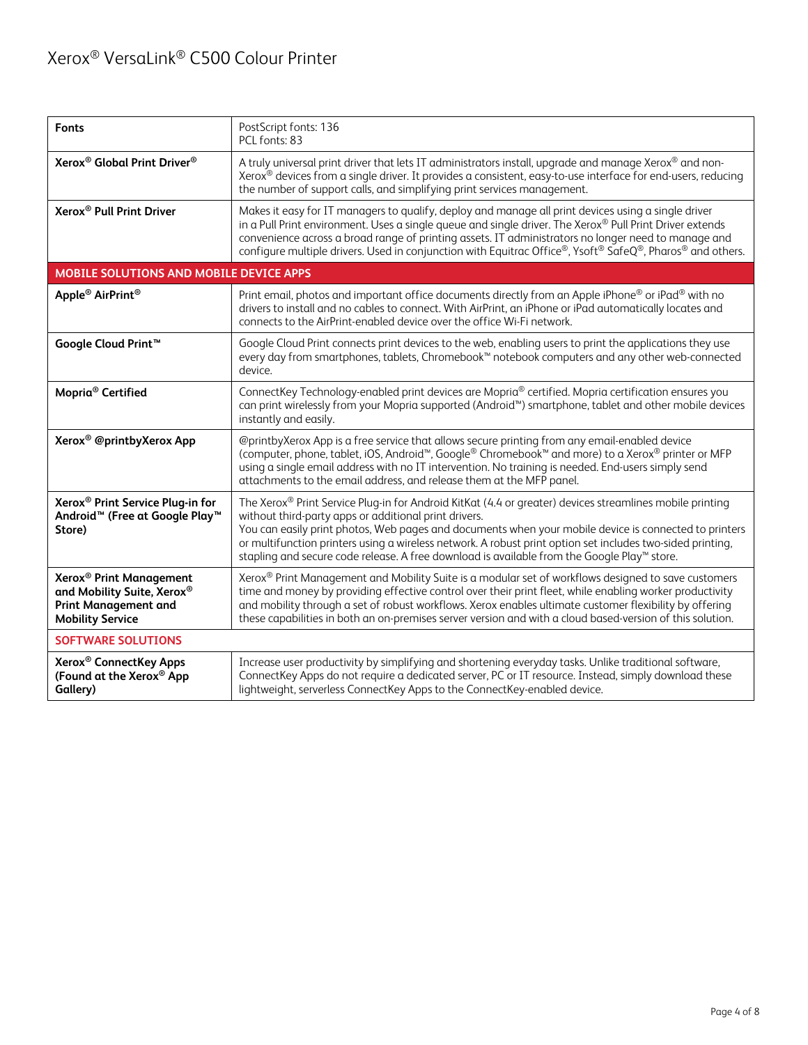| | |
|---|---|
| **Fonts** | PostScript fonts: 136<br>PCL fonts: 83 |
| **Xerox® Global Print Driver®** | A truly universal print driver that lets IT administrators install, upgrade and manage Xerox® and non-Xerox® devices from a single driver. It provides a consistent, easy-to-use interface for end-users, reducing the number of support calls, and simplifying print services management. |
| **Xerox® Pull Print Driver** | Makes it easy for IT managers to qualify, deploy and manage all print devices using a single driver in a Pull Print environment. Uses a single queue and single driver. The Xerox® Pull Print Driver extends convenience across a broad range of printing assets. IT administrators no longer need to manage and configure multiple drivers. Used in conjunction with Equitrac Office®, Ysoft® SafeQ®, Pharos® and others. |
| **MOBILE SOLUTIONS AND MOBILE DEVICE APPS** | |
| **Apple® AirPrint®** | Print email, photos and important office documents directly from an Apple iPhone® or iPad® with no drivers to install and no cables to connect. With AirPrint, an iPhone or iPad automatically locates and connects to the AirPrint-enabled device over the office Wi-Fi network. |
| **Google Cloud Print™** | Google Cloud Print connects print devices to the web, enabling users to print the applications they use every day from smartphones, tablets, Chromebook™ notebook computers and any other web-connected device. |
| **Mopria® Certified** | ConnectKey Technology-enabled print devices are Mopria® certified. Mopria certification ensures you can print wirelessly from your Mopria supported (Android™) smartphone, tablet and other mobile devices instantly and easily. |
| **Xerox® @printbyXerox App** | @printbyXerox App is a free service that allows secure printing from any email-enabled device (computer, phone, tablet, iOS, Android™, Google® Chromebook™ and more) to a Xerox® printer or MFP using a single email address with no IT intervention. No training is needed. End-users simply send attachments to the email address, and release them at the MFP panel. |
| **Xerox® Print Service Plug-in for Android™ (Free at Google Play™ Store)** | The Xerox® Print Service Plug-in for Android KitKat (4.4 or greater) devices streamlines mobile printing without third-party apps or additional print drivers.<br>You can easily print photos, Web pages and documents when your mobile device is connected to printers or multifunction printers using a wireless network. A robust print option set includes two-sided printing, stapling and secure code release. A free download is available from the Google Play™ store. |
| **Xerox® Print Management and Mobility Suite, Xerox® Print Management and Mobility Service** | Xerox® Print Management and Mobility Suite is a modular set of workflows designed to save customers time and money by providing effective control over their print fleet, while enabling worker productivity and mobility through a set of robust workflows. Xerox enables ultimate customer flexibility by offering these capabilities in both an on-premises server version and with a cloud based-version of this solution. |
| **SOFTWARE SOLUTIONS** | |
| **Xerox® ConnectKey Apps (Found at the Xerox® App Gallery)** | Increase user productivity by simplifying and shortening everyday tasks. Unlike traditional software, ConnectKey Apps do not require a dedicated server, PC or IT resource. Instead, simply download these lightweight, serverless ConnectKey Apps to the ConnectKey-enabled device. |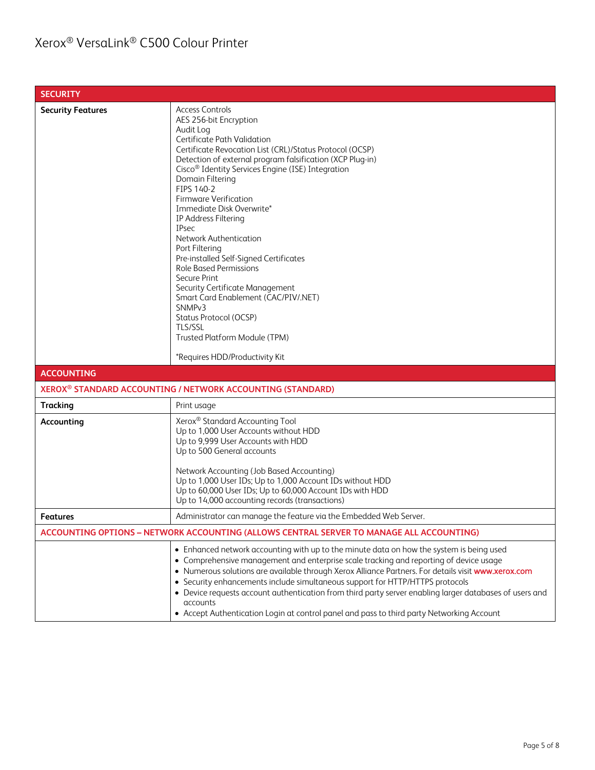| SECURITY | |
|---|---|
| **Security Features** | Access Controls<br>AES 256-bit Encryption<br>Audit Log<br>Certificate Path Validation<br>Certificate Revocation List (CRL)/Status Protocol (OCSP)<br>Detection of external program falsification (XCP Plug-in)<br>Cisco® Identity Services Engine (ISE) Integration<br>Domain Filtering<br>FIPS 140-2<br>Firmware Verification<br>Immediate Disk Overwrite*<br>IP Address Filtering<br>IPsec<br>Network Authentication<br>Port Filtering<br>Pre-installed Self-Signed Certificates<br>Role Based Permissions<br>Secure Print<br>Security Certificate Management<br>Smart Card Enablement (CAC/PIV/.NET)<br>SNMPv3<br>Status Protocol (OCSP)<br>TLS/SSL<br>Trusted Platform Module (TPM)<br><br>*Requires HDD/Productivity Kit |

| ACCOUNTING | |
|---|---|
| **XEROX® STANDARD ACCOUNTING / NETWORK ACCOUNTING (STANDARD)** | |
| **Tracking** | Print usage |
| **Accounting** | Xerox® Standard Accounting Tool<br>Up to 1,000 User Accounts without HDD<br>Up to 9,999 User Accounts with HDD<br>Up to 500 General accounts<br><br>Network Accounting (Job Based Accounting)<br>Up to 1,000 User IDs; Up to 1,000 Account IDs without HDD<br>Up to 60,000 User IDs; Up to 60,000 Account IDs with HDD<br>Up to 14,000 accounting records (transactions) |
| **Features** | Administrator can manage the feature via the Embedded Web Server. |
| **ACCOUNTING OPTIONS – NETWORK ACCOUNTING (ALLOWS CENTRAL SERVER TO MANAGE ALL ACCOUNTING)** | |
| | • Enhanced network accounting with up to the minute data on how the system is being used<br>• Comprehensive management and enterprise scale tracking and reporting of device usage<br>• Numerous solutions are available through Xerox Alliance Partners. For details visit www.xerox.com<br>• Security enhancements include simultaneous support for HTTP/HTTPS protocols<br>• Device requests account authentication from third party server enabling larger databases of users and accounts<br>• Accept Authentication Login at control panel and pass to third party Networking Account |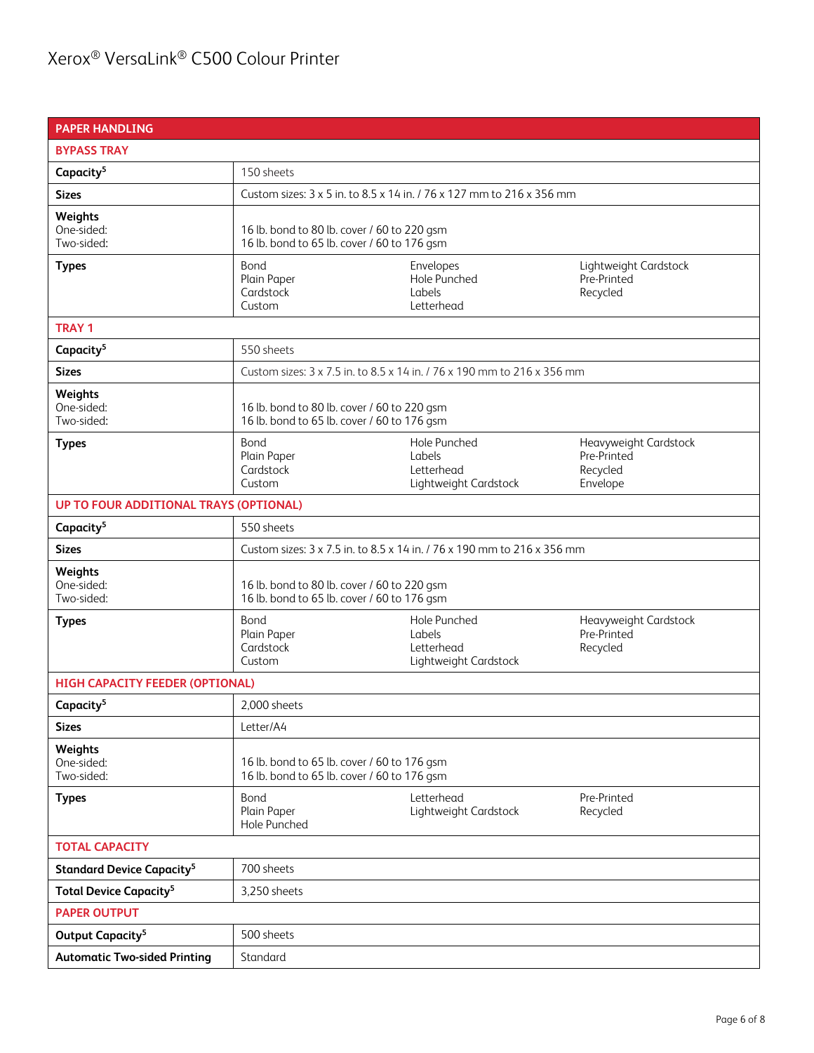Xerox® VersaLink® C500 Colour Printer

| PAPER HANDLING | | | |
|---|---|---|---|
| **BYPASS TRAY** | | | |
| **Capacity**[5] | 150 sheets | | |
| **Sizes** | Custom sizes: 3 x 5 in. to 8.5 x 14 in. / 76 x 127 mm to 216 x 356 mm | | |
| **Weights**<br>One-sided:<br>Two-sided: | 16 lb. bond to 80 lb. cover / 60 to 220 gsm<br>16 lb. bond to 65 lb. cover / 60 to 176 gsm | | |
| **Types** | Bond<br>Plain Paper<br>Cardstock<br>Custom | Envelopes<br>Hole Punched<br>Labels<br>Letterhead | Lightweight Cardstock<br>Pre-Printed<br>Recycled |
| **TRAY 1** | | | |
| **Capacity**[5] | 550 sheets | | |
| **Sizes** | Custom sizes: 3 x 7.5 in. to 8.5 x 14 in. / 76 x 190 mm to 216 x 356 mm | | |
| **Weights**<br>One-sided:<br>Two-sided: | 16 lb. bond to 80 lb. cover / 60 to 220 gsm<br>16 lb. bond to 65 lb. cover / 60 to 176 gsm | | |
| **Types** | Bond<br>Plain Paper<br>Cardstock<br>Custom | Hole Punched<br>Labels<br>Letterhead<br>Lightweight Cardstock | Heavyweight Cardstock<br>Pre-Printed<br>Recycled<br>Envelope |
| **UP TO FOUR ADDITIONAL TRAYS (OPTIONAL)** | | | |
| **Capacity**[5] | 550 sheets | | |
| **Sizes** | Custom sizes: 3 x 7.5 in. to 8.5 x 14 in. / 76 x 190 mm to 216 x 356 mm | | |
| **Weights**<br>One-sided:<br>Two-sided: | 16 lb. bond to 80 lb. cover / 60 to 220 gsm<br>16 lb. bond to 65 lb. cover / 60 to 176 gsm | | |
| **Types** | Bond<br>Plain Paper<br>Cardstock<br>Custom | Hole Punched<br>Labels<br>Letterhead<br>Lightweight Cardstock | Heavyweight Cardstock<br>Pre-Printed<br>Recycled |
| **HIGH CAPACITY FEEDER (OPTIONAL)** | | | |
| **Capacity**[5] | 2,000 sheets | | |
| **Sizes** | Letter/A4 | | |
| **Weights**<br>One-sided:<br>Two-sided: | 16 lb. bond to 65 lb. cover / 60 to 176 gsm<br>16 lb. bond to 65 lb. cover / 60 to 176 gsm | | |
| **Types** | Bond<br>Plain Paper<br>Hole Punched | Letterhead<br>Lightweight Cardstock | Pre-Printed<br>Recycled |
| **TOTAL CAPACITY** | | | |
| **Standard Device Capacity**[5] | 700 sheets | | |
| **Total Device Capacity**[5] | 3,250 sheets | | |
| **PAPER OUTPUT** | | | |
| **Output Capacity**[5] | 500 sheets | | |
| **Automatic Two-sided Printing** | Standard | | |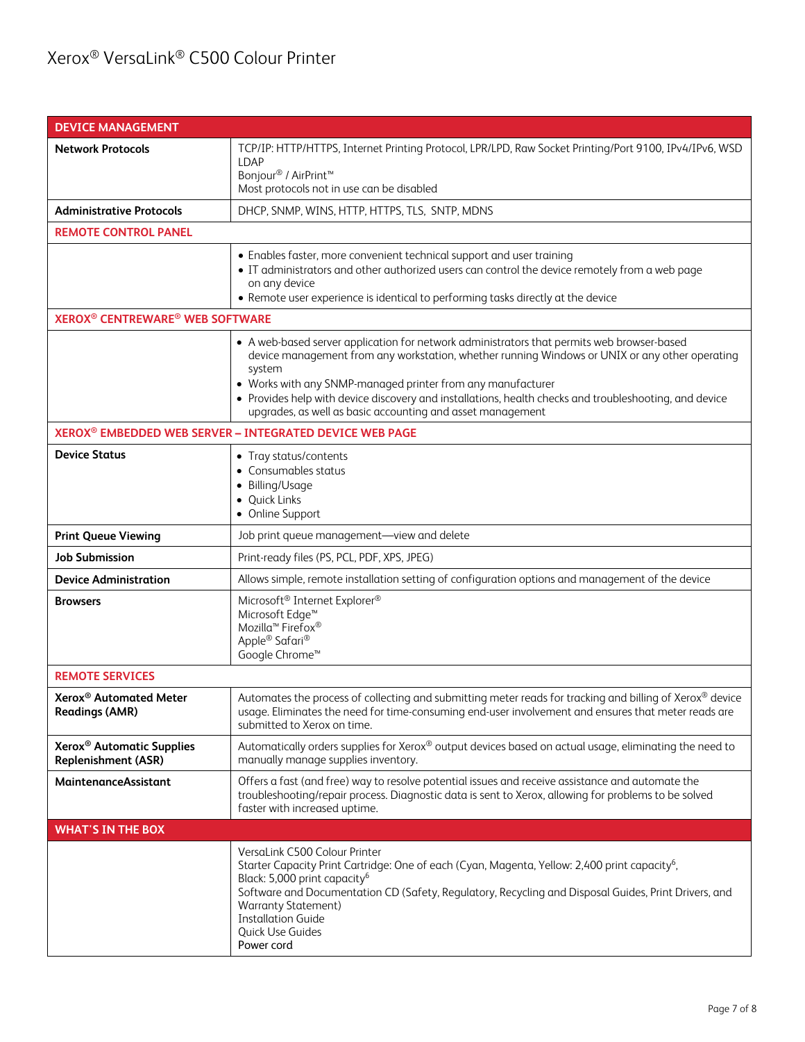# Xerox® VersaLink® C500 Colour Printer

| DEVICE MANAGEMENT | |
|---|---|
| **Network Protocols** | TCP/IP: HTTP/HTTPS, Internet Printing Protocol, LPR/LPD, Raw Socket Printing/Port 9100, IPv4/IPv6, WSD<br>LDAP<br>Bonjour® / AirPrint™<br>Most protocols not in use can be disabled |
| **Administrative Protocols** | DHCP, SNMP, WINS, HTTP, HTTPS, TLS, SNTP, MDNS |
| **REMOTE CONTROL PANEL** | |
| | • Enables faster, more convenient technical support and user training<br>• IT administrators and other authorized users can control the device remotely from a web page on any device<br>• Remote user experience is identical to performing tasks directly at the device |
| **XEROX® CENTREWARE® WEB SOFTWARE** | |
| | • A web-based server application for network administrators that permits web browser-based device management from any workstation, whether running Windows or UNIX or any other operating system<br>• Works with any SNMP-managed printer from any manufacturer<br>• Provides help with device discovery and installations, health checks and troubleshooting, and device upgrades, as well as basic accounting and asset management |
| **XEROX® EMBEDDED WEB SERVER – INTEGRATED DEVICE WEB PAGE** | |
| **Device Status** | • Tray status/contents<br>• Consumables status<br>• Billing/Usage<br>• Quick Links<br>• Online Support |
| **Print Queue Viewing** | Job print queue management—view and delete |
| **Job Submission** | Print-ready files (PS, PCL, PDF, XPS, JPEG) |
| **Device Administration** | Allows simple, remote installation setting of configuration options and management of the device |
| **Browsers** | Microsoft® Internet Explorer®<br>Microsoft Edge™<br>Mozilla™ Firefox®<br>Apple® Safari®<br>Google Chrome™ |
| **REMOTE SERVICES** | |
| **Xerox® Automated Meter Readings (AMR)** | Automates the process of collecting and submitting meter reads for tracking and billing of Xerox® device usage. Eliminates the need for time-consuming end-user involvement and ensures that meter reads are submitted to Xerox on time. |
| **Xerox® Automatic Supplies Replenishment (ASR)** | Automatically orders supplies for Xerox® output devices based on actual usage, eliminating the need to manually manage supplies inventory. |
| **MaintenanceAssistant** | Offers a fast (and free) way to resolve potential issues and receive assistance and automate the troubleshooting/repair process. Diagnostic data is sent to Xerox, allowing for problems to be solved faster with increased uptime. |

| WHAT'S IN THE BOX | |
|---|---|
| | VersaLink C500 Colour Printer<br>Starter Capacity Print Cartridge: One of each (Cyan, Magenta, Yellow: 2,400 print capacity[6], Black: 5,000 print capacity[6]<br>Software and Documentation CD (Safety, Regulatory, Recycling and Disposal Guides, Print Drivers, and Warranty Statement)<br>Installation Guide<br>Quick Use Guides<br>Power cord |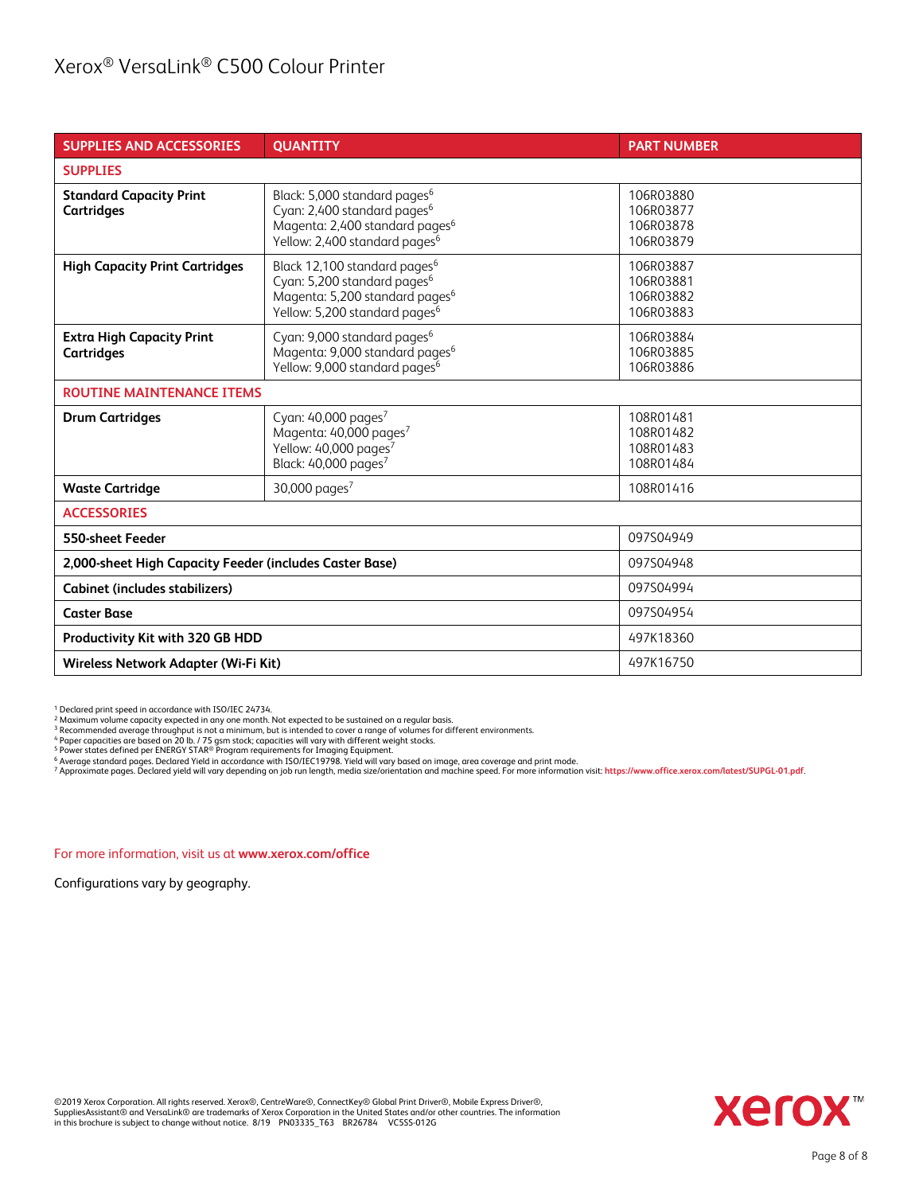| SUPPLIES AND ACCESSORIES | QUANTITY | PART NUMBER |
|---|---|---|
| **SUPPLIES** | | |
| **Standard Capacity Print Cartridges** | Black: 5,000 standard pages[6]<br>Cyan: 2,400 standard pages[6]<br>Magenta: 2,400 standard pages[6]<br>Yellow: 2,400 standard pages[6] | 106R03880<br>106R03877<br>106R03878<br>106R03879 |
| **High Capacity Print Cartridges** | Black 12,100 standard pages[6]<br>Cyan: 5,200 standard pages[6]<br>Magenta: 5,200 standard pages[6]<br>Yellow: 5,200 standard pages[6] | 106R03887<br>106R03881<br>106R03882<br>106R03883 |
| **Extra High Capacity Print Cartridges** | Cyan: 9,000 standard pages[6]<br>Magenta: 9,000 standard pages[6]<br>Yellow: 9,000 standard pages[6] | 106R03884<br>106R03885<br>106R03886 |
| **ROUTINE MAINTENANCE ITEMS** | | |
| **Drum Cartridges** | Cyan: 40,000 pages[7]<br>Magenta: 40,000 pages[7]<br>Yellow: 40,000 pages[7]<br>Black: 40,000 pages[7] | 108R01481<br>108R01482<br>108R01483<br>108R01484 |
| **Waste Cartridge** | 30,000 pages[7] | 108R01416 |
| **ACCESSORIES** | | |
| **550-sheet Feeder** | | 097S04949 |
| **2,000-sheet High Capacity Feeder (includes Caster Base)** | | 097S04948 |
| **Cabinet (includes stabilizers)** | | 097S04994 |
| **Caster Base** | | 097S04954 |
| **Productivity Kit with 320 GB HDD** | | 497K18360 |
| **Wireless Network Adapter (Wi-Fi Kit)** | | 497K16750 |

[1] Declared print speed in accordance with ISO/IEC 24734.
[2] Maximum volume capacity expected in any one month. Not expected to be sustained on a regular basis.
[3] Recommended average throughput is not a minimum, but is intended to cover a range of volumes for different environments.
[4] Paper capacities are based on 20 lb. / 75 gsm stock; capacities will vary with different weight stocks.
[5] Power states defined per ENERGY STAR® Program requirements for Imaging Equipment.
[6] Average standard pages. Declared Yield in accordance with ISO/IEC19798. Yield will vary based on image, area coverage and print mode.
[7] Approximate pages. Declared yield will vary depending on job run length, media size/orientation and machine speed. For more information visit: **https://www.office.xerox.com/latest/SUPGL-01.pdf**.

For more information, visit us at **www.xerox.com/office**

Configurations vary by geography.

©2019 Xerox Corporation. All rights reserved. Xerox®, CentreWare®, ConnectKey® Global Print Driver®, Mobile Express Driver®, SuppliesAssistant® and VersaLink® are trademarks of Xerox Corporation in the United States and/or other countries. The information in this brochure is subject to change without notice. 8/19 PN03335_T63 BR26784 VC5SS-012G

xerox™